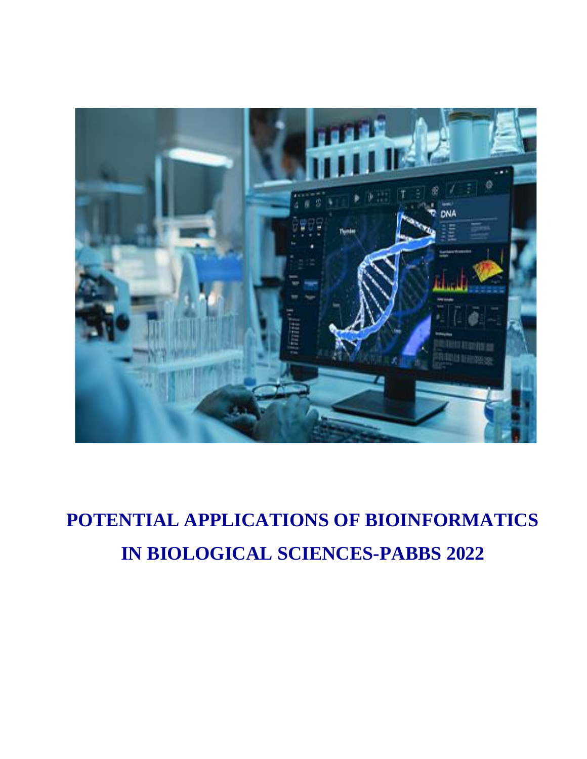# POTENTIAL APPLICATIONS OF BIOINFORMATICS IN BIOLOGICAL SCIENCES-PABBS 2022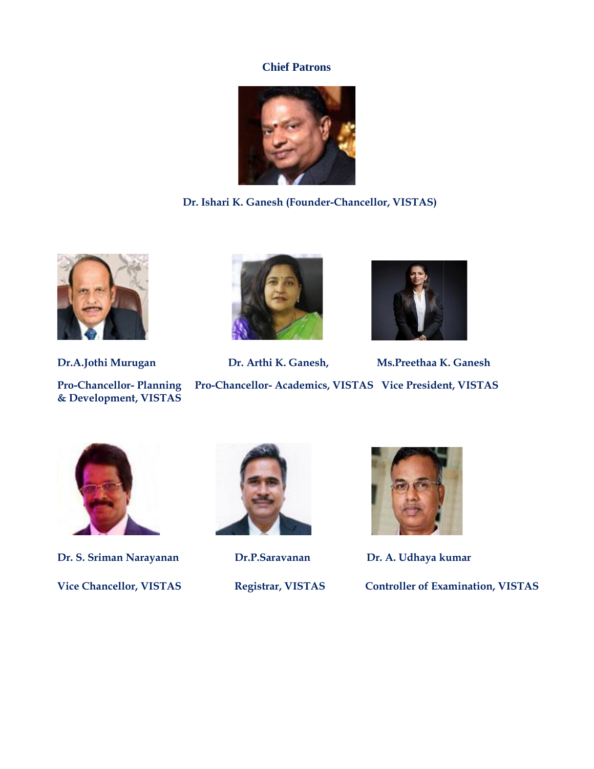## Chief Patrons

**Dr. Ishari K. Ganesh (Founder-Chancellor, VISTAS)**

**Dr.A.Jothi Murugan**

**Pro-Chancellor- Planning & Development, VISTAS**

**Dr. Arthi K. Ganesh,**

**Pro-Chancellor- Academics, VISTAS**

**Ms.Preethaa K. Ganesh**

**Vice President, VISTAS**

**Dr. S. Sriman Narayanan**

**Vice Chancellor, VISTAS**

**Dr.P.Saravanan**

**Registrar, VISTAS**

**Dr. A. Udhaya kumar**

**Controller of Examination, VISTAS**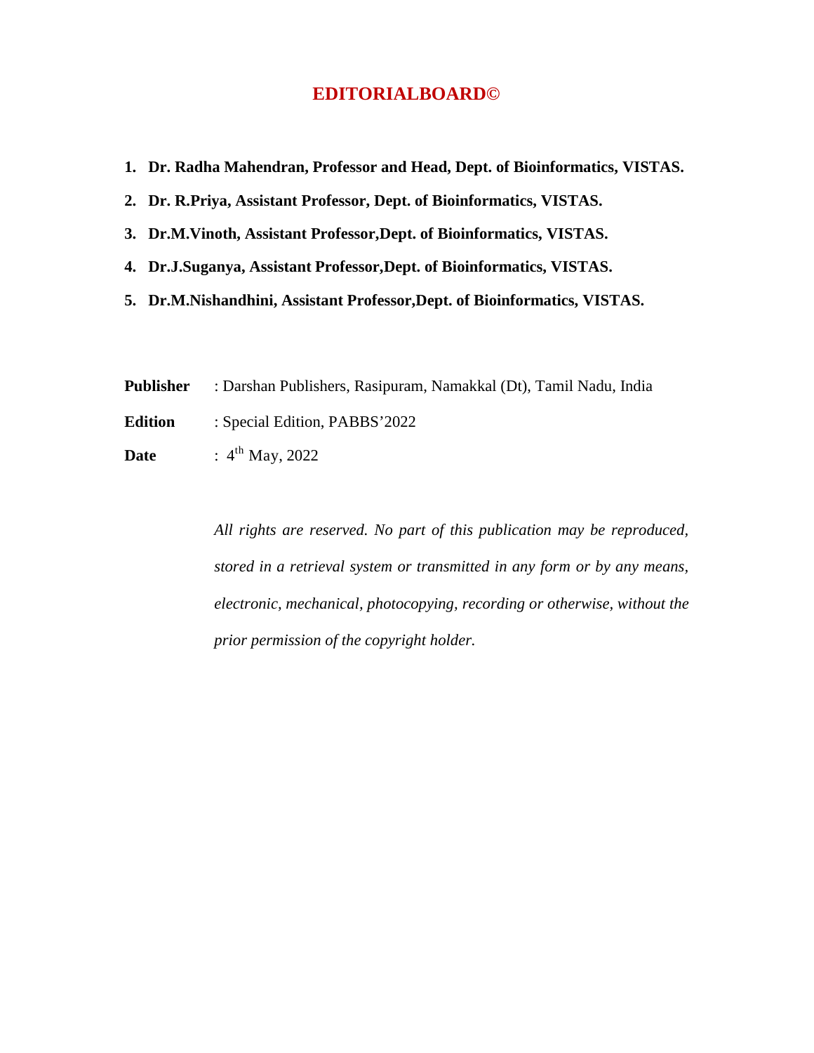# EDITORIALBOARD©

1. **Dr. Radha Mahendran, Professor and Head, Dept. of Bioinformatics, VISTAS.**
2. **Dr. R.Priya, Assistant Professor, Dept. of Bioinformatics, VISTAS.**
3. **Dr.M.Vinoth, Assistant Professor,Dept. of Bioinformatics, VISTAS.**
4. **Dr.J.Suganya, Assistant Professor,Dept. of Bioinformatics, VISTAS.**
5. **Dr.M.Nishandhini, Assistant Professor,Dept. of Bioinformatics, VISTAS.**

**Publisher** : Darshan Publishers, Rasipuram, Namakkal (Dt), Tamil Nadu, India

**Edition** : Special Edition, PABBS'2022

**Date** : 4th May, 2022

*All rights are reserved. No part of this publication may be reproduced, stored in a retrieval system or transmitted in any form or by any means, electronic, mechanical, photocopying, recording or otherwise, without the prior permission of the copyright holder.*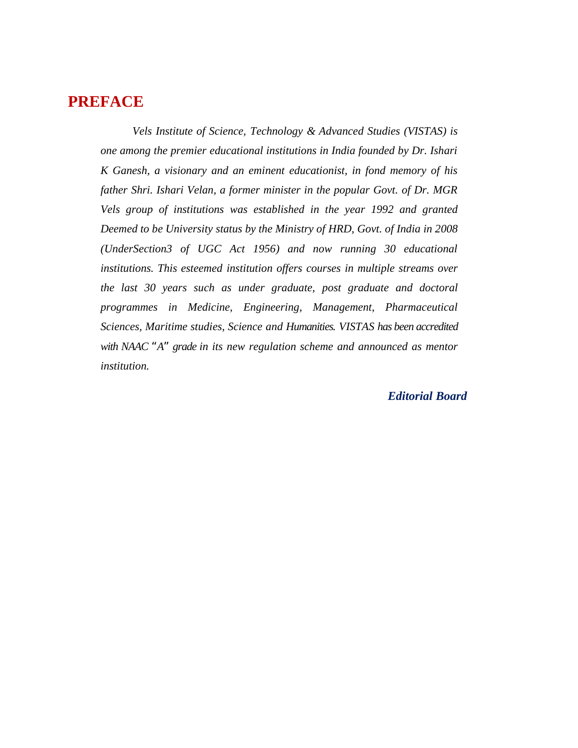# PREFACE

*Vels Institute of Science, Technology & Advanced Studies (VISTAS) is one among the premier educational institutions in India founded by Dr. Ishari K Ganesh, a visionary and an eminent educationist, in fond memory of his father Shri. Ishari Velan, a former minister in the popular Govt. of Dr. MGR Vels group of institutions was established in the year 1992 and granted Deemed to be University status by the Ministry of HRD, Govt. of India in 2008 (UnderSection3 of UGC Act 1956) and now running 30 educational institutions. This esteemed institution offers courses in multiple streams over the last 30 years such as under graduate, post graduate and doctoral programmes in Medicine, Engineering, Management, Pharmaceutical Sciences, Maritime studies, Science and Humanities. VISTAS has been accredited with NAAC "A" grade in its new regulation scheme and announced as mentor institution.*

***Editorial Board***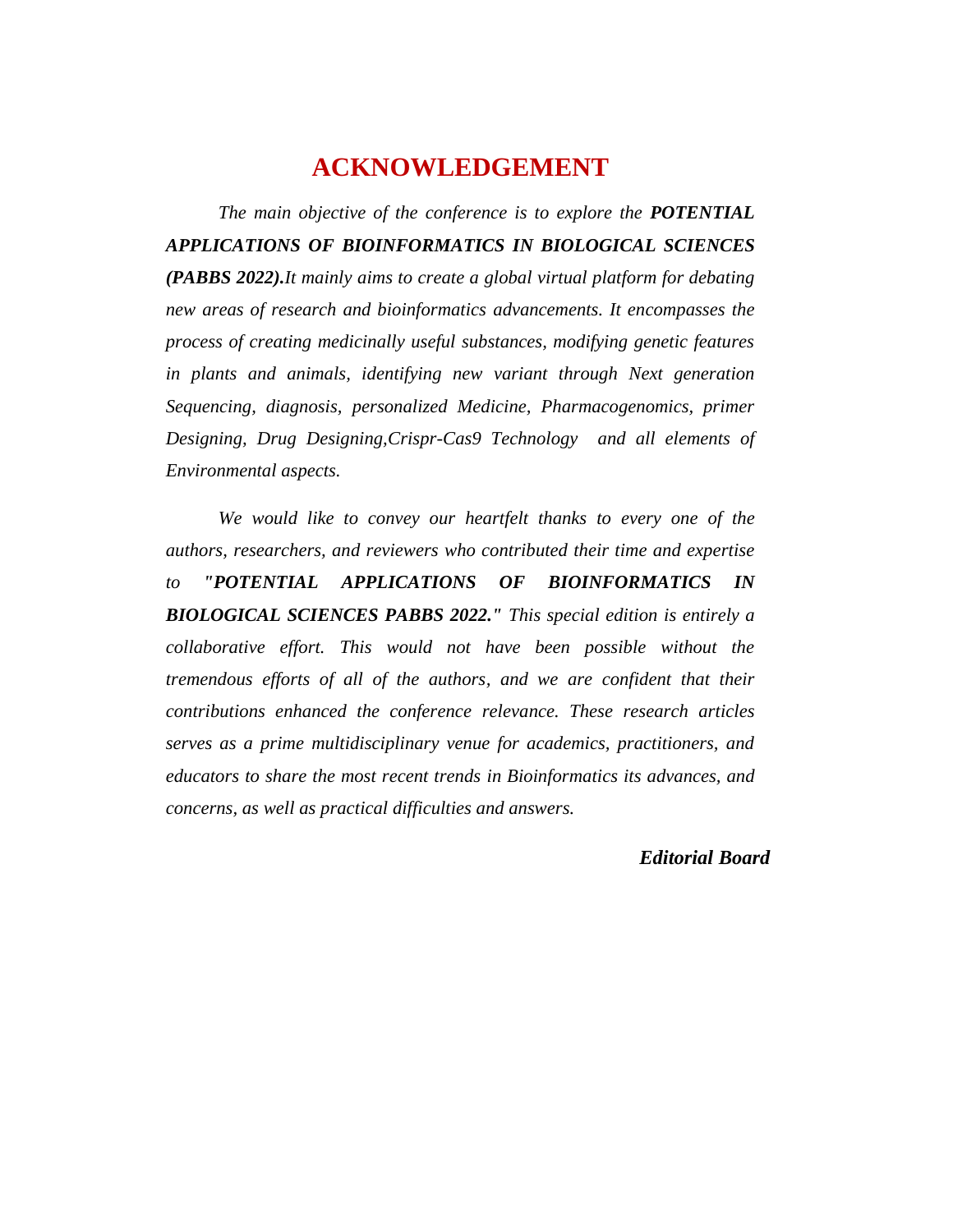# ACKNOWLEDGEMENT

*The main objective of the conference is to explore the* ***POTENTIAL APPLICATIONS OF BIOINFORMATICS IN BIOLOGICAL SCIENCES (PABBS 2022).****It mainly aims to create a global virtual platform for debating new areas of research and bioinformatics advancements. It encompasses the process of creating medicinally useful substances, modifying genetic features in plants and animals, identifying new variant through Next generation Sequencing, diagnosis, personalized Medicine, Pharmacogenomics, primer Designing, Drug Designing,Crispr-Cas9 Technology and all elements of Environmental aspects.*

*We would like to convey our heartfelt thanks to every one of the authors, researchers, and reviewers who contributed their time and expertise to* ***"POTENTIAL APPLICATIONS OF BIOINFORMATICS IN BIOLOGICAL SCIENCES PABBS 2022."*** *This special edition is entirely a collaborative effort. This would not have been possible without the tremendous efforts of all of the authors, and we are confident that their contributions enhanced the conference relevance. These research articles serves as a prime multidisciplinary venue for academics, practitioners, and educators to share the most recent trends in Bioinformatics its advances, and concerns, as well as practical difficulties and answers.*

***Editorial Board***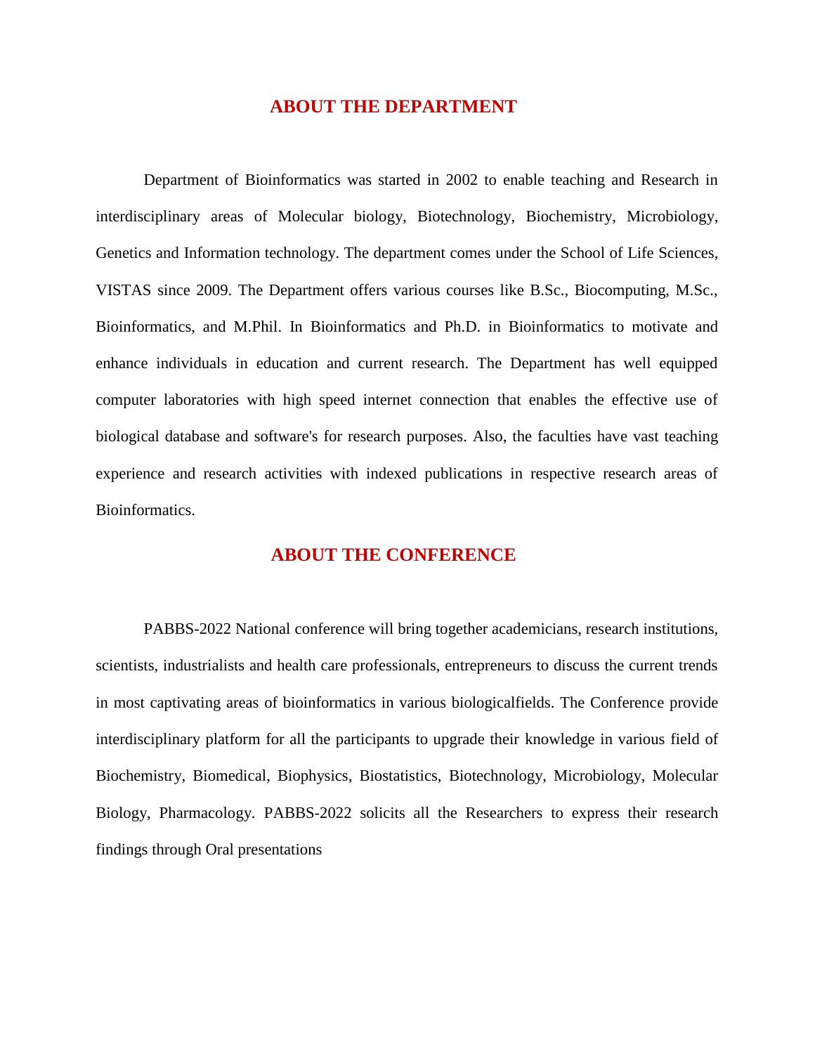## ABOUT THE DEPARTMENT

Department of Bioinformatics was started in 2002 to enable teaching and Research in interdisciplinary areas of Molecular biology, Biotechnology, Biochemistry, Microbiology, Genetics and Information technology. The department comes under the School of Life Sciences, VISTAS since 2009. The Department offers various courses like B.Sc., Biocomputing, M.Sc., Bioinformatics, and M.Phil. In Bioinformatics and Ph.D. in Bioinformatics to motivate and enhance individuals in education and current research. The Department has well equipped computer laboratories with high speed internet connection that enables the effective use of biological database and software's for research purposes. Also, the faculties have vast teaching experience and research activities with indexed publications in respective research areas of Bioinformatics.

## ABOUT THE CONFERENCE

PABBS-2022 National conference will bring together academicians, research institutions, scientists, industrialists and health care professionals, entrepreneurs to discuss the current trends in most captivating areas of bioinformatics in various biologicalfields. The Conference provide interdisciplinary platform for all the participants to upgrade their knowledge in various field of Biochemistry, Biomedical, Biophysics, Biostatistics, Biotechnology, Microbiology, Molecular Biology, Pharmacology. PABBS-2022 solicits all the Researchers to express their research findings through Oral presentations